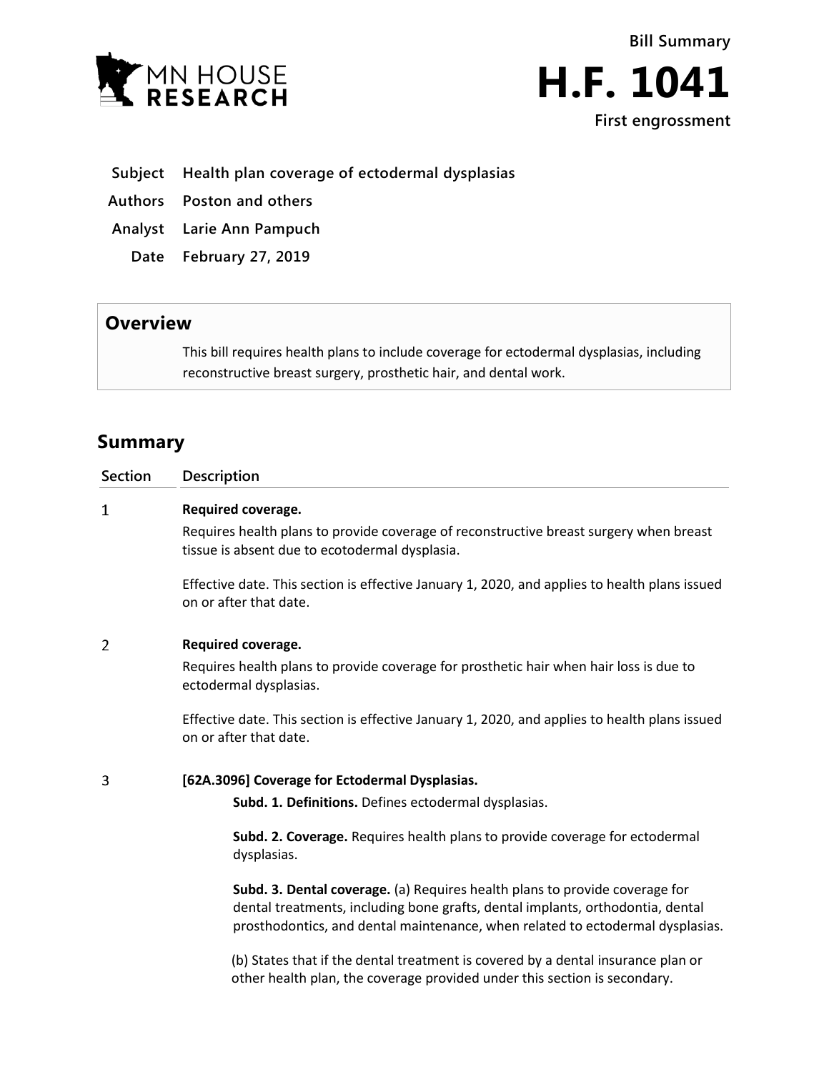Bill Summary

# H.F. 1041

**First engrossment**

| | |
|---|---|
| **Subject** | **Health plan coverage of ectodermal dysplasias** |
| **Authors** | **Poston and others** |
| **Analyst** | **Larie Ann Pampuch** |
| **Date** | **February 27, 2019** |

## Overview

This bill requires health plans to include coverage for ectodermal dysplasias, including reconstructive breast surgery, prosthetic hair, and dental work.

## Summary

| Section | Description |
|---|---|
| 1 | **Required coverage.**<br>Requires health plans to provide coverage of reconstructive breast surgery when breast tissue is absent due to ecotodermal dysplasia.<br><br>Effective date. This section is effective January 1, 2020, and applies to health plans issued on or after that date. |
| 2 | **Required coverage.**<br>Requires health plans to provide coverage for prosthetic hair when hair loss is due to ectodermal dysplasias.<br><br>Effective date. This section is effective January 1, 2020, and applies to health plans issued on or after that date. |
| 3 | **[62A.3096] Coverage for Ectodermal Dysplasias.**<br>**Subd. 1. Definitions.** Defines ectodermal dysplasias.<br><br>**Subd. 2. Coverage.** Requires health plans to provide coverage for ectodermal dysplasias.<br><br>**Subd. 3. Dental coverage.** (a) Requires health plans to provide coverage for dental treatments, including bone grafts, dental implants, orthodontia, dental prosthodontics, and dental maintenance, when related to ectodermal dysplasias.<br><br>(b) States that if the dental treatment is covered by a dental insurance plan or other health plan, the coverage provided under this section is secondary. |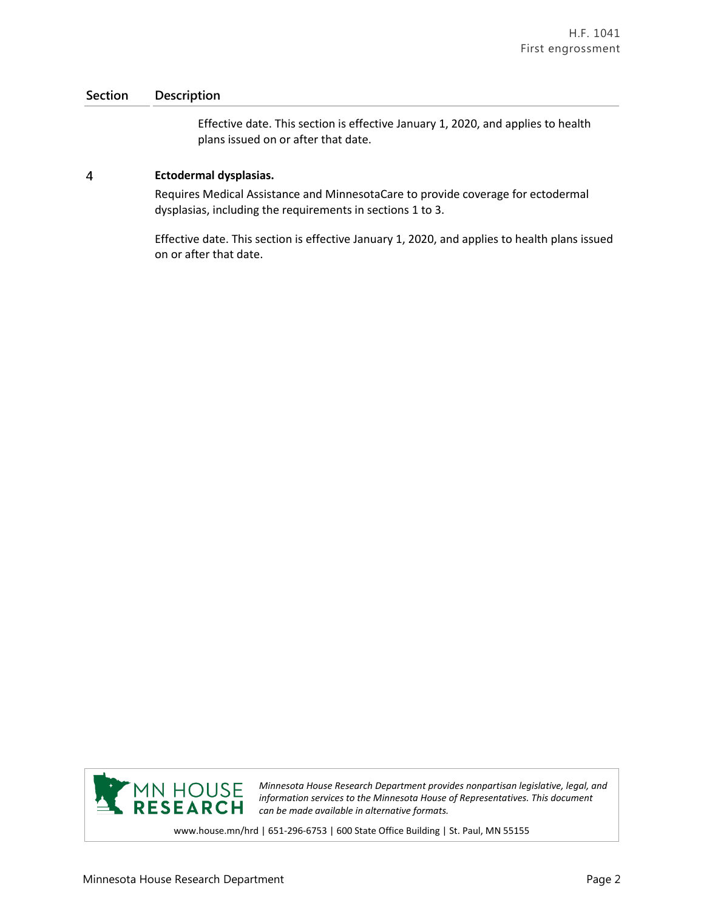| Section | Description |
|---|---|
| | Effective date. This section is effective January 1, 2020, and applies to health plans issued on or after that date. |
| 4 | **Ectodermal dysplasias.**<br>Requires Medical Assistance and MinnesotaCare to provide coverage for ectodermal dysplasias, including the requirements in sections 1 to 3.<br>Effective date. This section is effective January 1, 2020, and applies to health plans issued on or after that date. |

MN HOUSE RESEARCH

*Minnesota House Research Department provides nonpartisan legislative, legal, and information services to the Minnesota House of Representatives. This document can be made available in alternative formats.*

www.house.mn/hrd | 651-296-6753 | 600 State Office Building | St. Paul, MN 55155